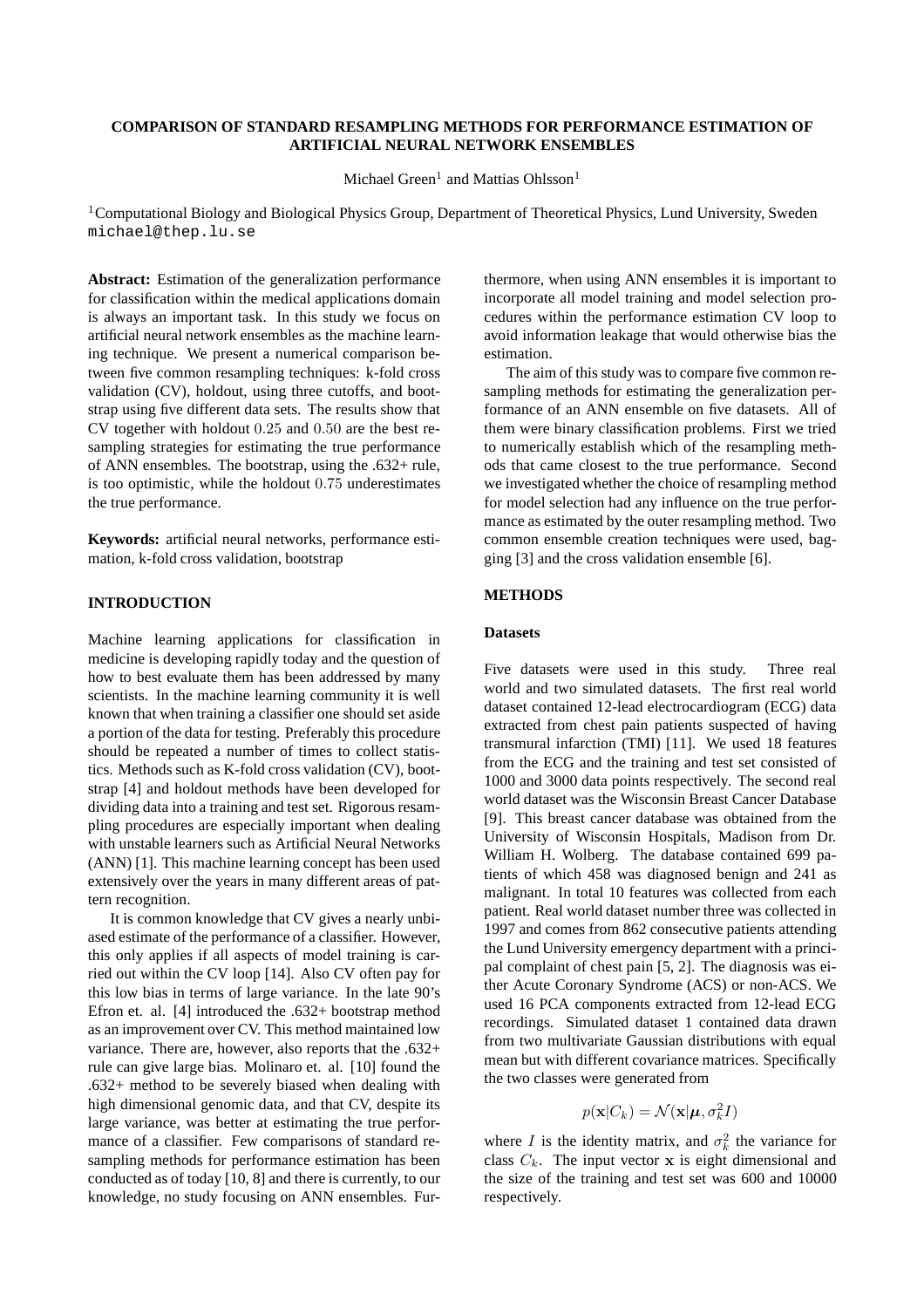# COMPARISON OF STANDARD RESAMPLING METHODS FOR PERFORMANCE ESTIMATION OF ARTIFICIAL NEURAL NETWORK ENSEMBLES

Michael Green[1] and Mattias Ohlsson[1]

[1]Computational Biology and Biological Physics Group, Department of Theoretical Physics, Lund University, Sweden
michael@thep.lu.se

**Abstract:** Estimation of the generalization performance for classification within the medical applications domain is always an important task. In this study we focus on artificial neural network ensembles as the machine learning technique. We present a numerical comparison between five common resampling techniques: k-fold cross validation (CV), holdout, using three cutoffs, and bootstrap using five different data sets. The results show that CV together with holdout $0.25$ and $0.50$ are the best resampling strategies for estimating the true performance of ANN ensembles. The bootstrap, using the .632+ rule, is too optimistic, while the holdout $0.75$ underestimates the true performance.

**Keywords:** artificial neural networks, performance estimation, k-fold cross validation, bootstrap

## INTRODUCTION

Machine learning applications for classification in medicine is developing rapidly today and the question of how to best evaluate them has been addressed by many scientists. In the machine learning community it is well known that when training a classifier one should set aside a portion of the data for testing. Preferably this procedure should be repeated a number of times to collect statistics. Methods such as K-fold cross validation (CV), bootstrap [4] and holdout methods have been developed for dividing data into a training and test set. Rigorous resampling procedures are especially important when dealing with unstable learners such as Artificial Neural Networks (ANN) [1]. This machine learning concept has been used extensively over the years in many different areas of pattern recognition.

It is common knowledge that CV gives a nearly unbiased estimate of the performance of a classifier. However, this only applies if all aspects of model training is carried out within the CV loop [14]. Also CV often pay for this low bias in terms of large variance. In the late 90's Efron et. al. [4] introduced the .632+ bootstrap method as an improvement over CV. This method maintained low variance. There are, however, also reports that the .632+ rule can give large bias. Molinaro et. al. [10] found the .632+ method to be severely biased when dealing with high dimensional genomic data, and that CV, despite its large variance, was better at estimating the true performance of a classifier. Few comparisons of standard resampling methods for performance estimation has been conducted as of today [10, 8] and there is currently, to our knowledge, no study focusing on ANN ensembles. Furthermore, when using ANN ensembles it is important to incorporate all model training and model selection procedures within the performance estimation CV loop to avoid information leakage that would otherwise bias the estimation.

The aim of this study was to compare five common resampling methods for estimating the generalization performance of an ANN ensemble on five datasets. All of them were binary classification problems. First we tried to numerically establish which of the resampling methods that came closest to the true performance. Second we investigated whether the choice of resampling method for model selection had any influence on the true performance as estimated by the outer resampling method. Two common ensemble creation techniques were used, bagging [3] and the cross validation ensemble [6].

## METHODS

### Datasets

Five datasets were used in this study. Three real world and two simulated datasets. The first real world dataset contained 12-lead electrocardiogram (ECG) data extracted from chest pain patients suspected of having transmural infarction (TMI) [11]. We used 18 features from the ECG and the training and test set consisted of 1000 and 3000 data points respectively. The second real world dataset was the Wisconsin Breast Cancer Database [9]. This breast cancer database was obtained from the University of Wisconsin Hospitals, Madison from Dr. William H. Wolberg. The database contained 699 patients of which 458 was diagnosed benign and 241 as malignant. In total 10 features was collected from each patient. Real world dataset number three was collected in 1997 and comes from 862 consecutive patients attending the Lund University emergency department with a principal complaint of chest pain [5, 2]. The diagnosis was either Acute Coronary Syndrome (ACS) or non-ACS. We used 16 PCA components extracted from 12-lead ECG recordings. Simulated dataset 1 contained data drawn from two multivariate Gaussian distributions with equal mean but with different covariance matrices. Specifically the two classes were generated from

$$p(\mathbf{x}|C_k) = \mathcal{N}(\mathbf{x}|\boldsymbol{\mu}, \sigma_k^2 I)$$

where $I$ is the identity matrix, and $\sigma_k^2$ the variance for class $C_k$. The input vector $\mathbf{x}$ is eight dimensional and the size of the training and test set was 600 and 10000 respectively.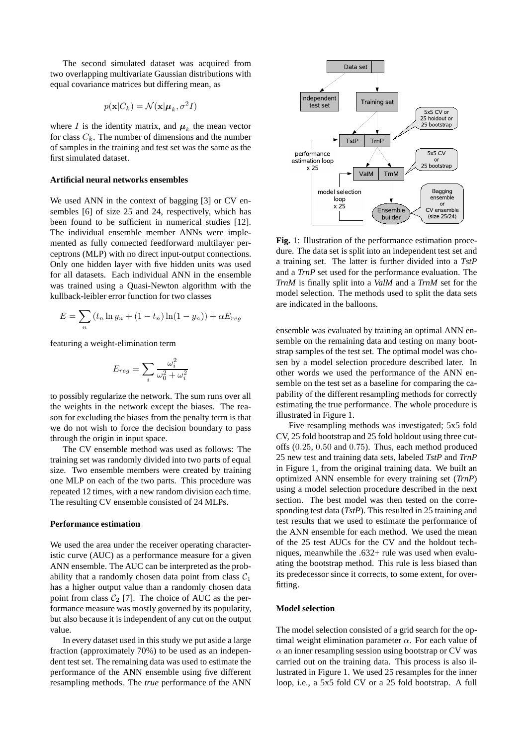The second simulated dataset was acquired from two overlapping multivariate Gaussian distributions with equal covariance matrices but differing mean, as

$$p(\mathbf{x}|C_k) = \mathcal{N}(\mathbf{x}|\boldsymbol{\mu}_k, \sigma^2 I)$$

where $I$ is the identity matrix, and $\boldsymbol{\mu}_k$ the mean vector for class $C_k$. The number of dimensions and the number of samples in the training and test set was the same as the first simulated dataset.

### Artificial neural networks ensembles

We used ANN in the context of bagging [3] or CV ensembles [6] of size 25 and 24, respectively, which has been found to be sufficient in numerical studies [12]. The individual ensemble member ANNs were implemented as fully connected feedforward multilayer perceptrons (MLP) with no direct input-output connections. Only one hidden layer with five hidden units was used for all datasets. Each individual ANN in the ensemble was trained using a Quasi-Newton algorithm with the kullback-leibler error function for two classes

$$E = \sum_n (t_n \ln y_n + (1 - t_n) \ln(1 - y_n)) + \alpha E_{reg}$$

featuring a weight-elimination term

$$E_{reg} = \sum_i \frac{\omega_i^2}{\omega_0^2 + \omega_i^2}$$

to possibly regularize the network. The sum runs over all the weights in the network except the biases. The reason for excluding the biases from the penalty term is that we do not wish to force the decision boundary to pass through the origin in input space.

The CV ensemble method was used as follows: The training set was randomly divided into two parts of equal size. Two ensemble members were created by training one MLP on each of the two parts. This procedure was repeated 12 times, with a new random division each time. The resulting CV ensemble consisted of 24 MLPs.

### Performance estimation

We used the area under the receiver operating characteristic curve (AUC) as a performance measure for a given ANN ensemble. The AUC can be interpreted as the probability that a randomly chosen data point from class $\mathcal{C}_1$ has a higher output value than a randomly chosen data point from class $\mathcal{C}_2$ [7]. The choice of AUC as the performance measure was mostly governed by its popularity, but also because it is independent of any cut on the output value.

In every dataset used in this study we put aside a large fraction (approximately 70%) to be used as an independent test set. The remaining data was used to estimate the performance of the ANN ensemble using five different resampling methods. The *true* performance of the ANN ensemble was evaluated by training an optimal ANN ensemble on the remaining data and testing on many bootstrap samples of the test set. The optimal model was chosen by a model selection procedure described later. In other words we used the performance of the ANN ensemble on the test set as a baseline for comparing the capability of the different resampling methods for correctly estimating the true performance. The whole procedure is illustrated in Figure 1.

**Fig.** 1: Illustration of the performance estimation procedure. The data set is split into an independent test set and a training set. The latter is further divided into a *TstP* and a *TrnP* set used for the performance evaluation. The *TrnM* is finally split into a *ValM* and a *TrnM* set for the model selection. The methods used to split the data sets are indicated in the balloons.

Five resampling methods was investigated; 5x5 fold CV, 25 fold bootstrap and 25 fold holdout using three cutoffs ($0.25$, $0.50$ and $0.75$). Thus, each method produced 25 new test and training data sets, labeled *TstP* and *TrnP* in Figure 1, from the original training data. We built an optimized ANN ensemble for every training set (*TrnP*) using a model selection procedure described in the next section. The best model was then tested on the corresponding test data (*TstP*). This resulted in 25 training and test results that we used to estimate the performance of the ANN ensemble for each method. We used the mean of the 25 test AUCs for the CV and the holdout techniques, meanwhile the .632+ rule was used when evaluating the bootstrap method. This rule is less biased than its predecessor since it corrects, to some extent, for overfitting.

### Model selection

The model selection consisted of a grid search for the optimal weight elimination parameter $\alpha$. For each value of $\alpha$ an inner resampling session using bootstrap or CV was carried out on the training data. This process is also illustrated in Figure 1. We used 25 resamples for the inner loop, i.e., a 5x5 fold CV or a 25 fold bootstrap. A full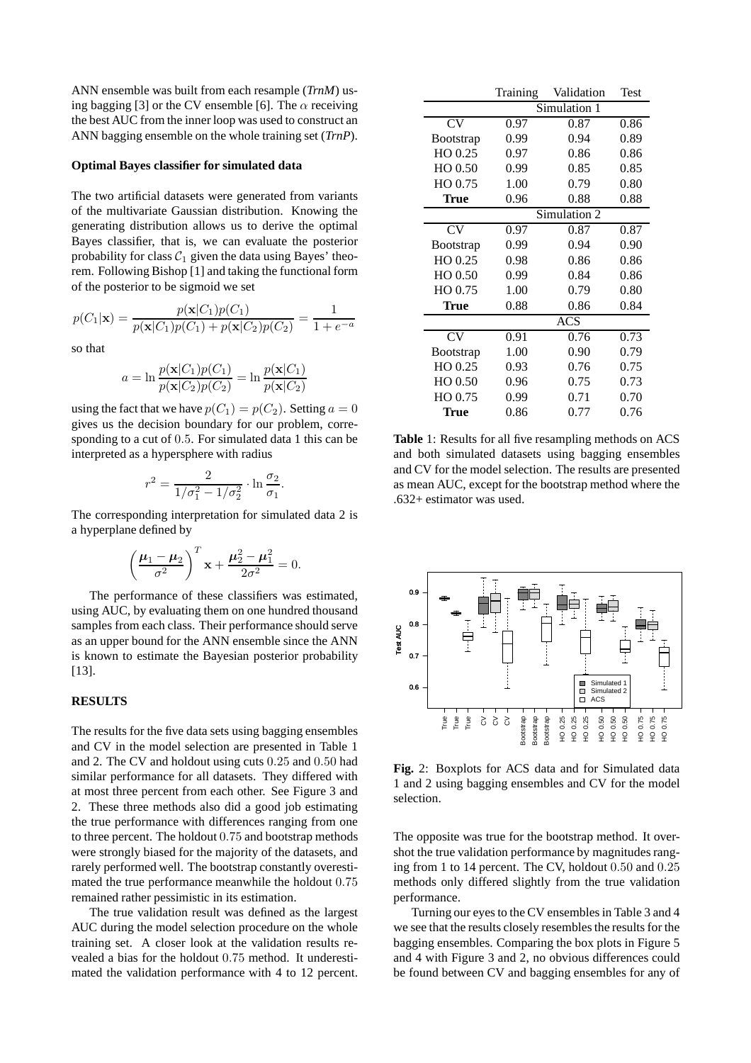ANN ensemble was built from each resample (*TrnM*) using bagging [3] or the CV ensemble [6]. The $\alpha$ receiving the best AUC from the inner loop was used to construct an ANN bagging ensemble on the whole training set (*TrnP*).

### Optimal Bayes classifier for simulated data

The two artificial datasets were generated from variants of the multivariate Gaussian distribution. Knowing the generating distribution allows us to derive the optimal Bayes classifier, that is, we can evaluate the posterior probability for class $\mathcal{C}_1$ given the data using Bayes' theorem. Following Bishop [1] and taking the functional form of the posterior to be sigmoid we set

$$p(C_1|\mathbf{x}) = \frac{p(\mathbf{x}|C_1)p(C_1)}{p(\mathbf{x}|C_1)p(C_1) + p(\mathbf{x}|C_2)p(C_2)} = \frac{1}{1+e^{-a}}$$

so that

$$a = \ln \frac{p(\mathbf{x}|C_1)p(C_1)}{p(\mathbf{x}|C_2)p(C_2)} = \ln \frac{p(\mathbf{x}|C_1)}{p(\mathbf{x}|C_2)}$$

using the fact that we have $p(C_1) = p(C_2)$. Setting $a = 0$ gives us the decision boundary for our problem, corresponding to a cut of $0.5$. For simulated data 1 this can be interpreted as a hypersphere with radius

$$r^2 = \frac{2}{1/\sigma_1^2 - 1/\sigma_2^2} \cdot \ln \frac{\sigma_2}{\sigma_1}.$$

The corresponding interpretation for simulated data 2 is a hyperplane defined by

$$\left(\frac{\boldsymbol{\mu}_1 - \boldsymbol{\mu}_2}{\sigma^2}\right)^T \mathbf{x} + \frac{\boldsymbol{\mu}_2^2 - \boldsymbol{\mu}_1^2}{2\sigma^2} = 0.$$

The performance of these classifiers was estimated, using AUC, by evaluating them on one hundred thousand samples from each class. Their performance should serve as an upper bound for the ANN ensemble since the ANN is known to estimate the Bayesian posterior probability [13].

### RESULTS

The results for the five data sets using bagging ensembles and CV in the model selection are presented in Table 1 and 2. The CV and holdout using cuts $0.25$ and $0.50$ had similar performance for all datasets. They differed with at most three percent from each other. See Figure 3 and 2. These three methods also did a good job estimating the true performance with differences ranging from one to three percent. The holdout $0.75$ and bootstrap methods were strongly biased for the majority of the datasets, and rarely performed well. The bootstrap constantly overestimated the true performance meanwhile the holdout $0.75$ remained rather pessimistic in its estimation.

The true validation result was defined as the largest AUC during the model selection procedure on the whole training set. A closer look at the validation results revealed a bias for the holdout $0.75$ method. It underestimated the validation performance with 4 to 12 percent.

| | Training | Validation | Test |
|---|---|---|---|
| | | Simulation 1 | |
| CV | 0.97 | 0.87 | 0.86 |
| Bootstrap | 0.99 | 0.94 | 0.89 |
| HO 0.25 | 0.97 | 0.86 | 0.86 |
| HO 0.50 | 0.99 | 0.85 | 0.85 |
| HO 0.75 | 1.00 | 0.79 | 0.80 |
| **True** | 0.96 | 0.88 | 0.88 |
| | | Simulation 2 | |
| CV | 0.97 | 0.87 | 0.87 |
| Bootstrap | 0.99 | 0.94 | 0.90 |
| HO 0.25 | 0.98 | 0.86 | 0.86 |
| HO 0.50 | 0.99 | 0.84 | 0.86 |
| HO 0.75 | 1.00 | 0.79 | 0.80 |
| **True** | 0.88 | 0.86 | 0.84 |
| | | ACS | |
| CV | 0.91 | 0.76 | 0.73 |
| Bootstrap | 1.00 | 0.90 | 0.79 |
| HO 0.25 | 0.93 | 0.76 | 0.75 |
| HO 0.50 | 0.96 | 0.75 | 0.73 |
| HO 0.75 | 0.99 | 0.71 | 0.70 |
| **True** | 0.86 | 0.77 | 0.76 |

**Table** 1: Results for all five resampling methods on ACS and both simulated datasets using bagging ensembles and CV for the model selection. The results are presented as mean AUC, except for the bootstrap method where the .632+ estimator was used.

**Fig.** 2: Boxplots for ACS data and for Simulated data 1 and 2 using bagging ensembles and CV for the model selection.

The opposite was true for the bootstrap method. It overshot the true validation performance by magnitudes ranging from 1 to 14 percent. The CV, holdout $0.50$ and $0.25$ methods only differed slightly from the true validation performance.

Turning our eyes to the CV ensembles in Table 3 and 4 we see that the results closely resembles the results for the bagging ensembles. Comparing the box plots in Figure 5 and 4 with Figure 3 and 2, no obvious differences could be found between CV and bagging ensembles for any of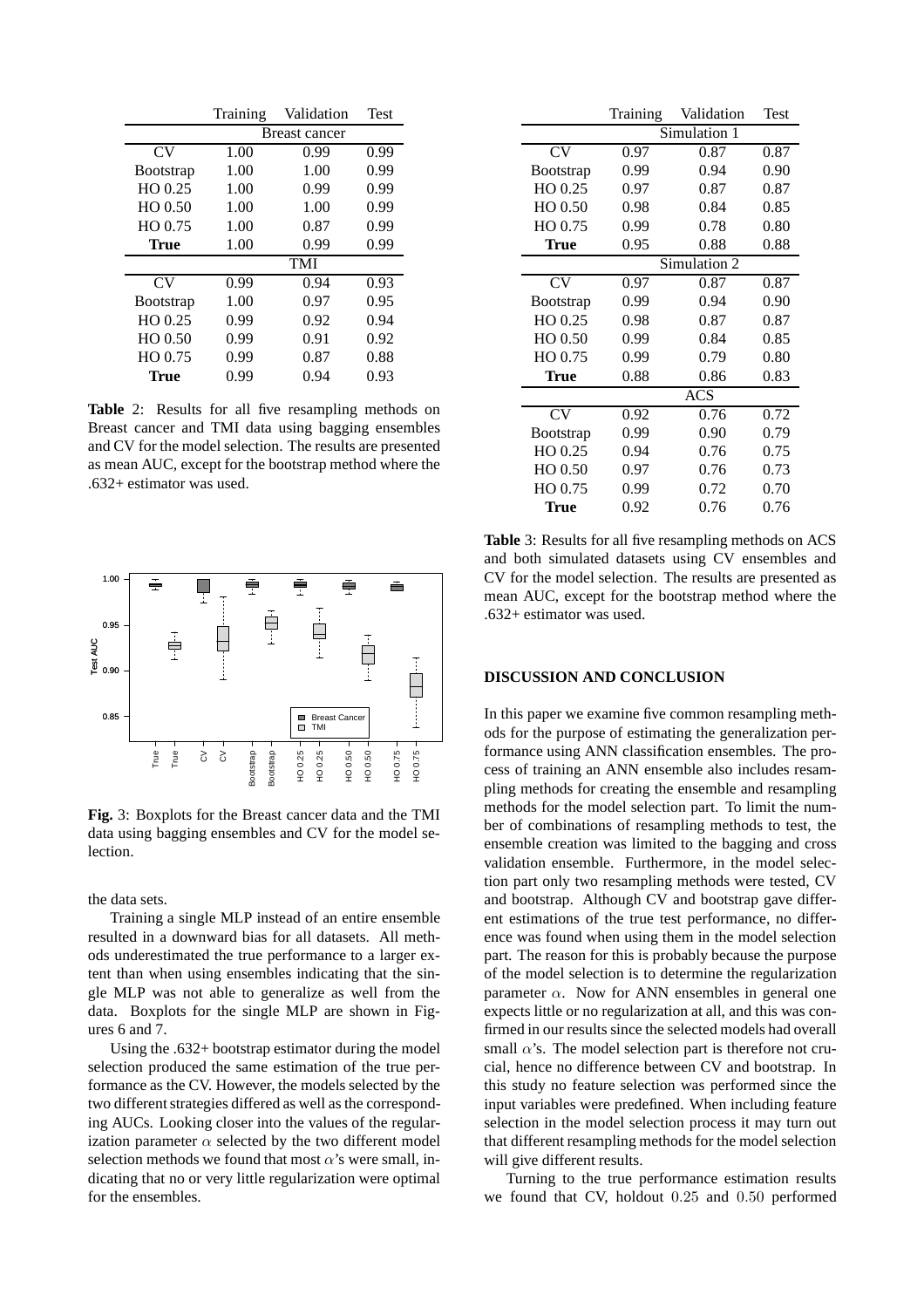|  | Training | Validation | Test |
|---|---|---|---|
|  | Breast cancer |  |  |
| CV | 1.00 | 0.99 | 0.99 |
| Bootstrap | 1.00 | 1.00 | 0.99 |
| HO 0.25 | 1.00 | 0.99 | 0.99 |
| HO 0.50 | 1.00 | 1.00 | 0.99 |
| HO 0.75 | 1.00 | 0.87 | 0.99 |
| **True** | 1.00 | 0.99 | 0.99 |
|  | TMI |  |  |
| CV | 0.99 | 0.94 | 0.93 |
| Bootstrap | 1.00 | 0.97 | 0.95 |
| HO 0.25 | 0.99 | 0.92 | 0.94 |
| HO 0.50 | 0.99 | 0.91 | 0.92 |
| HO 0.75 | 0.99 | 0.87 | 0.88 |
| **True** | 0.99 | 0.94 | 0.93 |

**Table** 2: Results for all five resampling methods on Breast cancer and TMI data using bagging ensembles and CV for the model selection. The results are presented as mean AUC, except for the bootstrap method where the .632+ estimator was used.

**Fig.** 3: Boxplots for the Breast cancer data and the TMI data using bagging ensembles and CV for the model selection.

the data sets.

Training a single MLP instead of an entire ensemble resulted in a downward bias for all datasets. All methods underestimated the true performance to a larger extent than when using ensembles indicating that the single MLP was not able to generalize as well from the data. Boxplots for the single MLP are shown in Figures 6 and 7.

Using the .632+ bootstrap estimator during the model selection produced the same estimation of the true performance as the CV. However, the models selected by the two different strategies differed as well as the corresponding AUCs. Looking closer into the values of the regularization parameter $\alpha$ selected by the two different model selection methods we found that most $\alpha$'s were small, indicating that no or very little regularization were optimal for the ensembles.

|  | Training | Validation | Test |
|---|---|---|---|
|  | Simulation 1 |  |  |
| CV | 0.97 | 0.87 | 0.87 |
| Bootstrap | 0.99 | 0.94 | 0.90 |
| HO 0.25 | 0.97 | 0.87 | 0.87 |
| HO 0.50 | 0.98 | 0.84 | 0.85 |
| HO 0.75 | 0.99 | 0.78 | 0.80 |
| **True** | 0.95 | 0.88 | 0.88 |
|  | Simulation 2 |  |  |
| CV | 0.97 | 0.87 | 0.87 |
| Bootstrap | 0.99 | 0.94 | 0.90 |
| HO 0.25 | 0.98 | 0.87 | 0.87 |
| HO 0.50 | 0.99 | 0.84 | 0.85 |
| HO 0.75 | 0.99 | 0.79 | 0.80 |
| **True** | 0.88 | 0.86 | 0.83 |
|  | ACS |  |  |
| CV | 0.92 | 0.76 | 0.72 |
| Bootstrap | 0.99 | 0.90 | 0.79 |
| HO 0.25 | 0.94 | 0.76 | 0.75 |
| HO 0.50 | 0.97 | 0.76 | 0.73 |
| HO 0.75 | 0.99 | 0.72 | 0.70 |
| **True** | 0.92 | 0.76 | 0.76 |

**Table** 3: Results for all five resampling methods on ACS and both simulated datasets using CV ensembles and CV for the model selection. The results are presented as mean AUC, except for the bootstrap method where the .632+ estimator was used.

## DISCUSSION AND CONCLUSION

In this paper we examine five common resampling methods for the purpose of estimating the generalization performance using ANN classification ensembles. The process of training an ANN ensemble also includes resampling methods for creating the ensemble and resampling methods for the model selection part. To limit the number of combinations of resampling methods to test, the ensemble creation was limited to the bagging and cross validation ensemble. Furthermore, in the model selection part only two resampling methods were tested, CV and bootstrap. Although CV and bootstrap gave different estimations of the true test performance, no difference was found when using them in the model selection part. The reason for this is probably because the purpose of the model selection is to determine the regularization parameter $\alpha$. Now for ANN ensembles in general one expects little or no regularization at all, and this was confirmed in our results since the selected models had overall small $\alpha$'s. The model selection part is therefore not crucial, hence no difference between CV and bootstrap. In this study no feature selection was performed since the input variables were predefined. When including feature selection in the model selection process it may turn out that different resampling methods for the model selection will give different results.

Turning to the true performance estimation results we found that CV, holdout $0.25$ and $0.50$ performed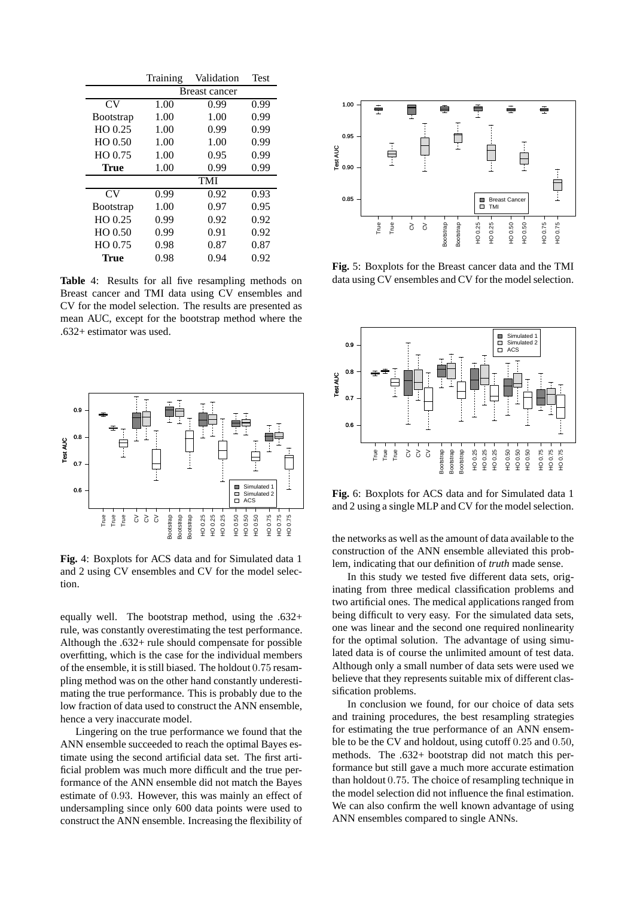|  | Training | Validation | Test |
|---|---|---|---|
|  | Breast cancer |  |  |
| CV | 1.00 | 0.99 | 0.99 |
| Bootstrap | 1.00 | 1.00 | 0.99 |
| HO 0.25 | 1.00 | 0.99 | 0.99 |
| HO 0.50 | 1.00 | 1.00 | 0.99 |
| HO 0.75 | 1.00 | 0.95 | 0.99 |
| **True** | 1.00 | 0.99 | 0.99 |
|  | TMI |  |  |
| CV | 0.99 | 0.92 | 0.93 |
| Bootstrap | 1.00 | 0.97 | 0.95 |
| HO 0.25 | 0.99 | 0.92 | 0.92 |
| HO 0.50 | 0.99 | 0.91 | 0.92 |
| HO 0.75 | 0.98 | 0.87 | 0.87 |
| **True** | 0.98 | 0.94 | 0.92 |

**Table** 4: Results for all five resampling methods on Breast cancer and TMI data using CV ensembles and CV for the model selection. The results are presented as mean AUC, except for the bootstrap method where the .632+ estimator was used.

**Fig.** 4: Boxplots for ACS data and for Simulated data 1 and 2 using CV ensembles and CV for the model selection.

equally well. The bootstrap method, using the .632+ rule, was constantly overestimating the test performance. Although the .632+ rule should compensate for possible overfitting, which is the case for the individual members of the ensemble, it is still biased. The holdout $0.75$ resampling method was on the other hand constantly underestimating the true performance. This is probably due to the low fraction of data used to construct the ANN ensemble, hence a very inaccurate model.

Lingering on the true performance we found that the ANN ensemble succeeded to reach the optimal Bayes estimate using the second artificial data set. The first artificial problem was much more difficult and the true performance of the ANN ensemble did not match the Bayes estimate of $0.93$. However, this was mainly an effect of undersampling since only 600 data points were used to construct the ANN ensemble. Increasing the flexibility of the networks as well as the amount of data available to the construction of the ANN ensemble alleviated this problem, indicating that our definition of *truth* made sense.

**Fig.** 5: Boxplots for the Breast cancer data and the TMI data using CV ensembles and CV for the model selection.

**Fig.** 6: Boxplots for ACS data and for Simulated data 1 and 2 using a single MLP and CV for the model selection.

In this study we tested five different data sets, originating from three medical classification problems and two artificial ones. The medical applications ranged from being difficult to very easy. For the simulated data sets, one was linear and the second one required nonlinearity for the optimal solution. The advantage of using simulated data is of course the unlimited amount of test data. Although only a small number of data sets were used we believe that they represents suitable mix of different classification problems.

In conclusion we found, for our choice of data sets and training procedures, the best resampling strategies for estimating the true performance of an ANN ensemble to be the CV and holdout, using cutoff $0.25$ and $0.50$, methods. The .632+ bootstrap did not match this performance but still gave a much more accurate estimation than holdout $0.75$. The choice of resampling technique in the model selection did not influence the final estimation. We can also confirm the well known advantage of using ANN ensembles compared to single ANNs.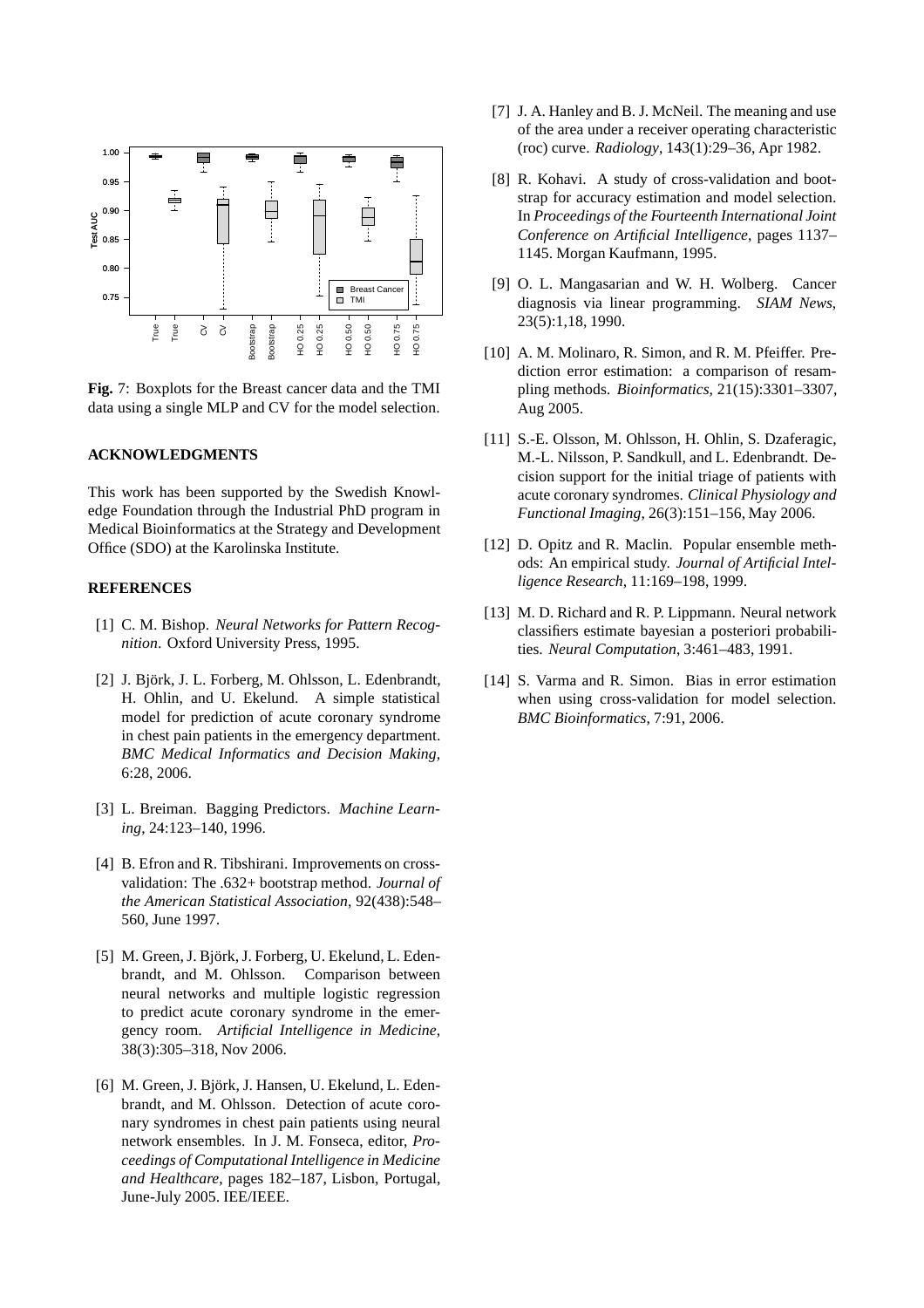1.00
0.95
0.90
0.85
0.80
0.75

Test AUC

True
True
CV
CV
Bootstrap
Bootstrap
HO 0.25
HO 0.25
HO 0.50
HO 0.50
HO 0.75
HO 0.75

Breast Cancer
TMI

**Fig.** 7: Boxplots for the Breast cancer data and the TMI data using a single MLP and CV for the model selection.

## ACKNOWLEDGMENTS

This work has been supported by the Swedish Knowledge Foundation through the Industrial PhD program in Medical Bioinformatics at the Strategy and Development Office (SDO) at the Karolinska Institute.

## REFERENCES

[1] C. M. Bishop. *Neural Networks for Pattern Recognition*. Oxford University Press, 1995.

[2] J. Björk, J. L. Forberg, M. Ohlsson, L. Edenbrandt, H. Ohlin, and U. Ekelund. A simple statistical model for prediction of acute coronary syndrome in chest pain patients in the emergency department. *BMC Medical Informatics and Decision Making*, 6:28, 2006.

[3] L. Breiman. Bagging Predictors. *Machine Learning*, 24:123–140, 1996.

[4] B. Efron and R. Tibshirani. Improvements on cross-validation: The .632+ bootstrap method. *Journal of the American Statistical Association*, 92(438):548–560, June 1997.

[5] M. Green, J. Björk, J. Forberg, U. Ekelund, L. Edenbrandt, and M. Ohlsson. Comparison between neural networks and multiple logistic regression to predict acute coronary syndrome in the emergency room. *Artificial Intelligence in Medicine*, 38(3):305–318, Nov 2006.

[6] M. Green, J. Björk, J. Hansen, U. Ekelund, L. Edenbrandt, and M. Ohlsson. Detection of acute coronary syndromes in chest pain patients using neural network ensembles. In J. M. Fonseca, editor, *Proceedings of Computational Intelligence in Medicine and Healthcare*, pages 182–187, Lisbon, Portugal, June-July 2005. IEE/IEEE.

[7] J. A. Hanley and B. J. McNeil. The meaning and use of the area under a receiver operating characteristic (roc) curve. *Radiology*, 143(1):29–36, Apr 1982.

[8] R. Kohavi. A study of cross-validation and bootstrap for accuracy estimation and model selection. In *Proceedings of the Fourteenth International Joint Conference on Artificial Intelligence*, pages 1137–1145. Morgan Kaufmann, 1995.

[9] O. L. Mangasarian and W. H. Wolberg. Cancer diagnosis via linear programming. *SIAM News*, 23(5):1,18, 1990.

[10] A. M. Molinaro, R. Simon, and R. M. Pfeiffer. Prediction error estimation: a comparison of resampling methods. *Bioinformatics*, 21(15):3301–3307, Aug 2005.

[11] S.-E. Olsson, M. Ohlsson, H. Ohlin, S. Dzaferagic, M.-L. Nilsson, P. Sandkull, and L. Edenbrandt. Decision support for the initial triage of patients with acute coronary syndromes. *Clinical Physiology and Functional Imaging*, 26(3):151–156, May 2006.

[12] D. Opitz and R. Maclin. Popular ensemble methods: An empirical study. *Journal of Artificial Intelligence Research*, 11:169–198, 1999.

[13] M. D. Richard and R. P. Lippmann. Neural network classifiers estimate bayesian a posteriori probabilities. *Neural Computation*, 3:461–483, 1991.

[14] S. Varma and R. Simon. Bias in error estimation when using cross-validation for model selection. *BMC Bioinformatics*, 7:91, 2006.